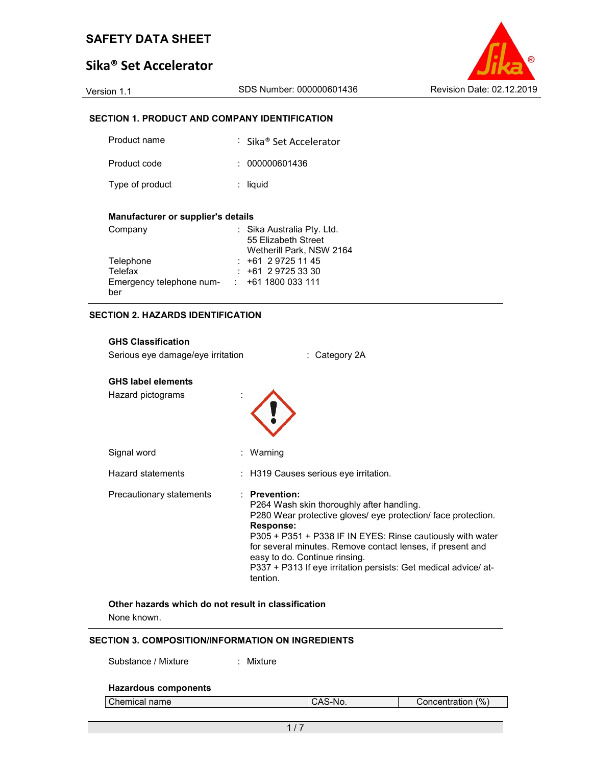# SAFETY DATA SHEET

## Sika® Set Accelerator

Version 1.1 | SDS Number: 000000601436 | Revision Date: 02.12.2019

### SECTION 1. PRODUCT AND COMPANY IDENTIFICATION

| | |
|---|---|
| Product name | : Sika® Set Accelerator |
| Product code | : 000000601436 |
| Type of product | : liquid |

**Manufacturer or supplier's details**

| | |
|---|---|
| Company | : Sika Australia Pty. Ltd.<br>55 Elizabeth Street<br>Wetherill Park, NSW 2164 |
| Telephone | : +61 2 9725 11 45 |
| Telefax | : +61 2 9725 33 30 |
| Emergency telephone number | : +61 1800 033 111 |

### SECTION 2. HAZARDS IDENTIFICATION

**GHS Classification**

Serious eye damage/eye irritation : Category 2A

**GHS label elements**

Hazard pictograms :

Signal word : Warning

Hazard statements : H319 Causes serious eye irritation.

Precautionary statements :

**Prevention:**
P264 Wash skin thoroughly after handling.
P280 Wear protective gloves/ eye protection/ face protection.

**Response:**
P305 + P351 + P338 IF IN EYES: Rinse cautiously with water for several minutes. Remove contact lenses, if present and easy to do. Continue rinsing.
P337 + P313 If eye irritation persists: Get medical advice/ attention.

**Other hazards which do not result in classification**

None known.

### SECTION 3. COMPOSITION/INFORMATION ON INGREDIENTS

Substance / Mixture : Mixture

**Hazardous components**

| Chemical name | CAS-No. | Concentration (%) |
|---|---|---|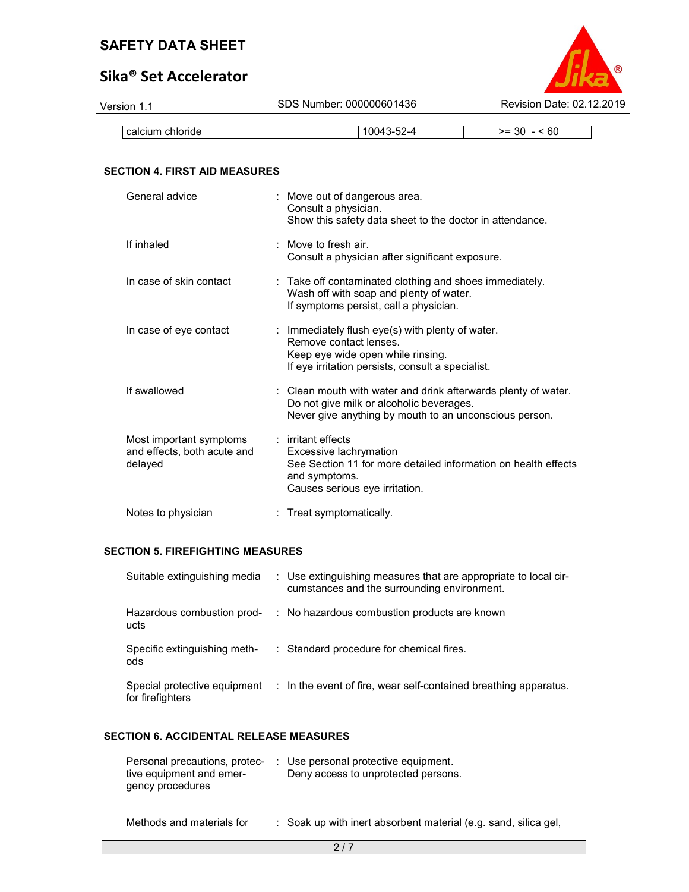| calcium chloride | 10043-52-4 | >= 30 - < 60 |
|---|---|---|

## SECTION 4. FIRST AID MEASURES

General advice : Move out of dangerous area.
Consult a physician.
Show this safety data sheet to the doctor in attendance.

If inhaled : Move to fresh air.
Consult a physician after significant exposure.

In case of skin contact : Take off contaminated clothing and shoes immediately.
Wash off with soap and plenty of water.
If symptoms persist, call a physician.

In case of eye contact : Immediately flush eye(s) with plenty of water.
Remove contact lenses.
Keep eye wide open while rinsing.
If eye irritation persists, consult a specialist.

If swallowed : Clean mouth with water and drink afterwards plenty of water.
Do not give milk or alcoholic beverages.
Never give anything by mouth to an unconscious person.

Most important symptoms and effects, both acute and delayed : irritant effects
Excessive lachrymation
See Section 11 for more detailed information on health effects and symptoms.
Causes serious eye irritation.

Notes to physician : Treat symptomatically.

## SECTION 5. FIREFIGHTING MEASURES

Suitable extinguishing media : Use extinguishing measures that are appropriate to local circumstances and the surrounding environment.

Hazardous combustion products : No hazardous combustion products are known

Specific extinguishing methods : Standard procedure for chemical fires.

Special protective equipment for firefighters : In the event of fire, wear self-contained breathing apparatus.

## SECTION 6. ACCIDENTAL RELEASE MEASURES

Personal precautions, protective equipment and emergency procedures : Use personal protective equipment.
Deny access to unprotected persons.

Methods and materials for : Soak up with inert absorbent material (e.g. sand, silica gel,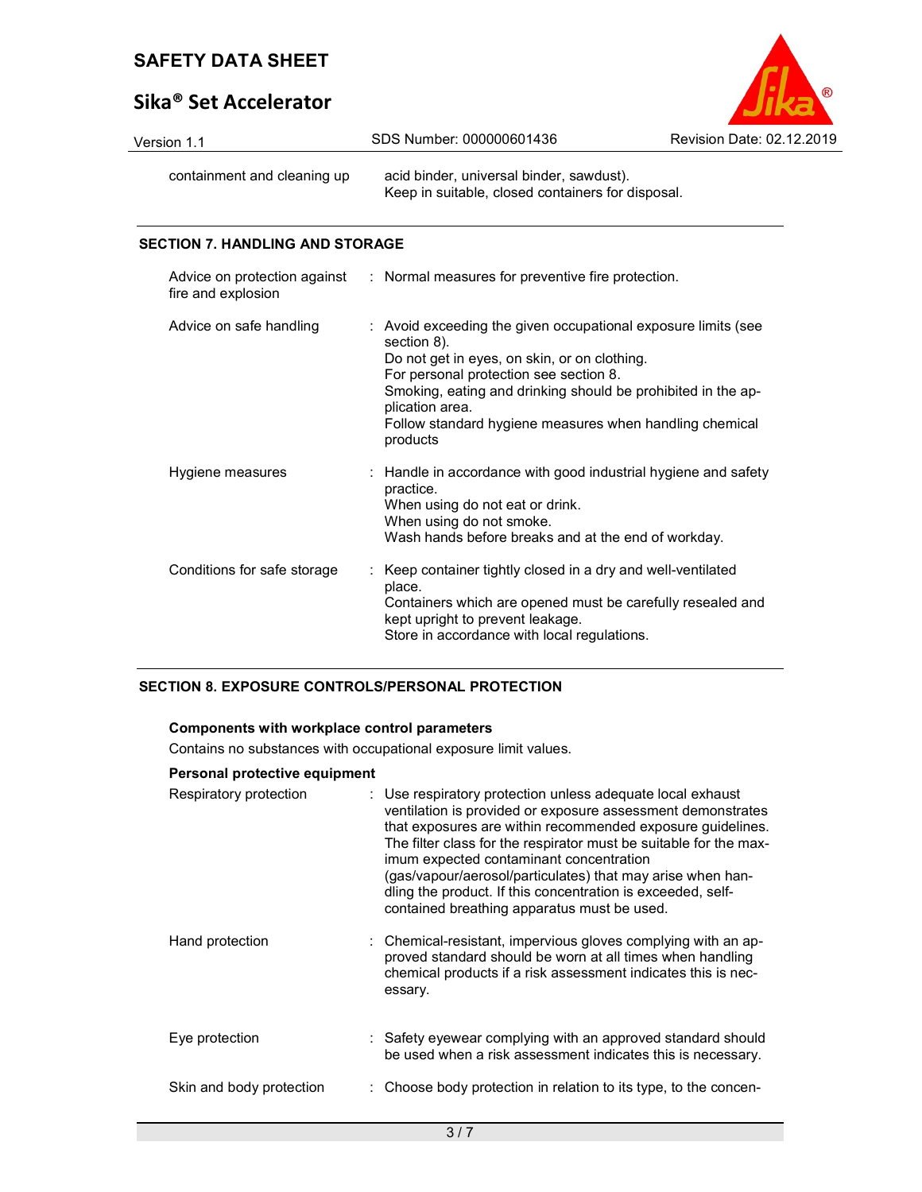| | | |
|---|---|---|
| containment and cleaning up | | acid binder, universal binder, sawdust).<br>Keep in suitable, closed containers for disposal. |

## SECTION 7. HANDLING AND STORAGE

| | | |
|---|---|---|
| Advice on protection against fire and explosion | : | Normal measures for preventive fire protection. |
| Advice on safe handling | : | Avoid exceeding the given occupational exposure limits (see section 8).<br>Do not get in eyes, on skin, or on clothing.<br>For personal protection see section 8.<br>Smoking, eating and drinking should be prohibited in the application area.<br>Follow standard hygiene measures when handling chemical products |
| Hygiene measures | : | Handle in accordance with good industrial hygiene and safety practice.<br>When using do not eat or drink.<br>When using do not smoke.<br>Wash hands before breaks and at the end of workday. |
| Conditions for safe storage | : | Keep container tightly closed in a dry and well-ventilated place.<br>Containers which are opened must be carefully resealed and kept upright to prevent leakage.<br>Store in accordance with local regulations. |

## SECTION 8. EXPOSURE CONTROLS/PERSONAL PROTECTION

**Components with workplace control parameters**

Contains no substances with occupational exposure limit values.

**Personal protective equipment**

| | | |
|---|---|---|
| Respiratory protection | : | Use respiratory protection unless adequate local exhaust ventilation is provided or exposure assessment demonstrates that exposures are within recommended exposure guidelines.<br>The filter class for the respirator must be suitable for the maximum expected contaminant concentration (gas/vapour/aerosol/particulates) that may arise when handling the product. If this concentration is exceeded, self-contained breathing apparatus must be used. |
| Hand protection | : | Chemical-resistant, impervious gloves complying with an approved standard should be worn at all times when handling chemical products if a risk assessment indicates this is necessary. |
| Eye protection | : | Safety eyewear complying with an approved standard should be used when a risk assessment indicates this is necessary. |
| Skin and body protection | : | Choose body protection in relation to its type, to the concen- |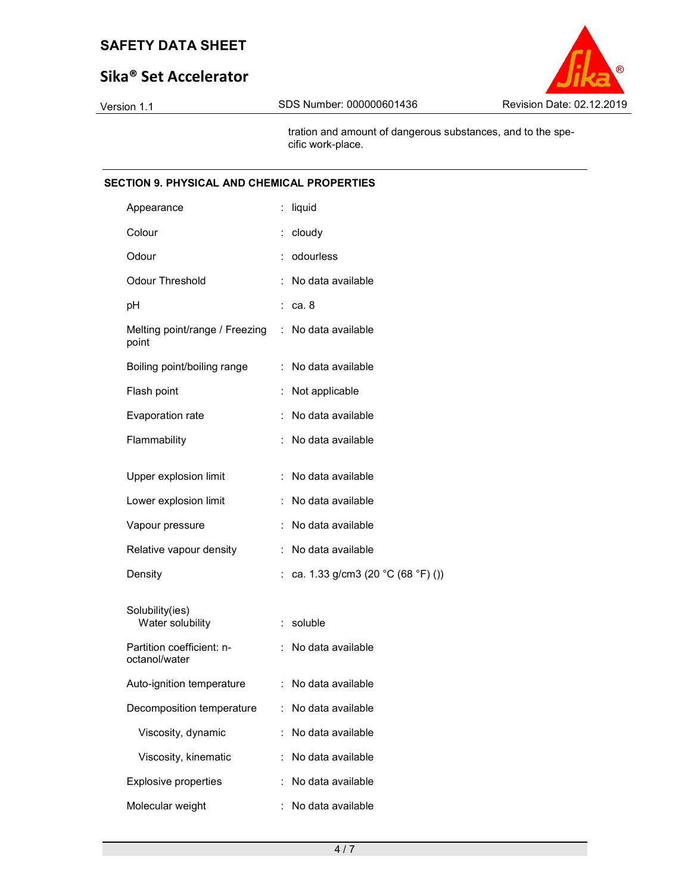tration and amount of dangerous substances, and to the specific work-place.

## SECTION 9. PHYSICAL AND CHEMICAL PROPERTIES

| Property | Value |
|---|---|
| Appearance | liquid |
| Colour | cloudy |
| Odour | odourless |
| Odour Threshold | No data available |
| pH | ca. 8 |
| Melting point/range / Freezing point | No data available |
| Boiling point/boiling range | No data available |
| Flash point | Not applicable |
| Evaporation rate | No data available |
| Flammability | No data available |
| Upper explosion limit | No data available |
| Lower explosion limit | No data available |
| Vapour pressure | No data available |
| Relative vapour density | No data available |
| Density | ca. 1.33 g/cm3 (20 °C (68 °F) ()) |
| Solubility(ies) | |
| Water solubility | soluble |
| Partition coefficient: n-octanol/water | No data available |
| Auto-ignition temperature | No data available |
| Decomposition temperature | No data available |
| Viscosity, dynamic | No data available |
| Viscosity, kinematic | No data available |
| Explosive properties | No data available |
| Molecular weight | No data available |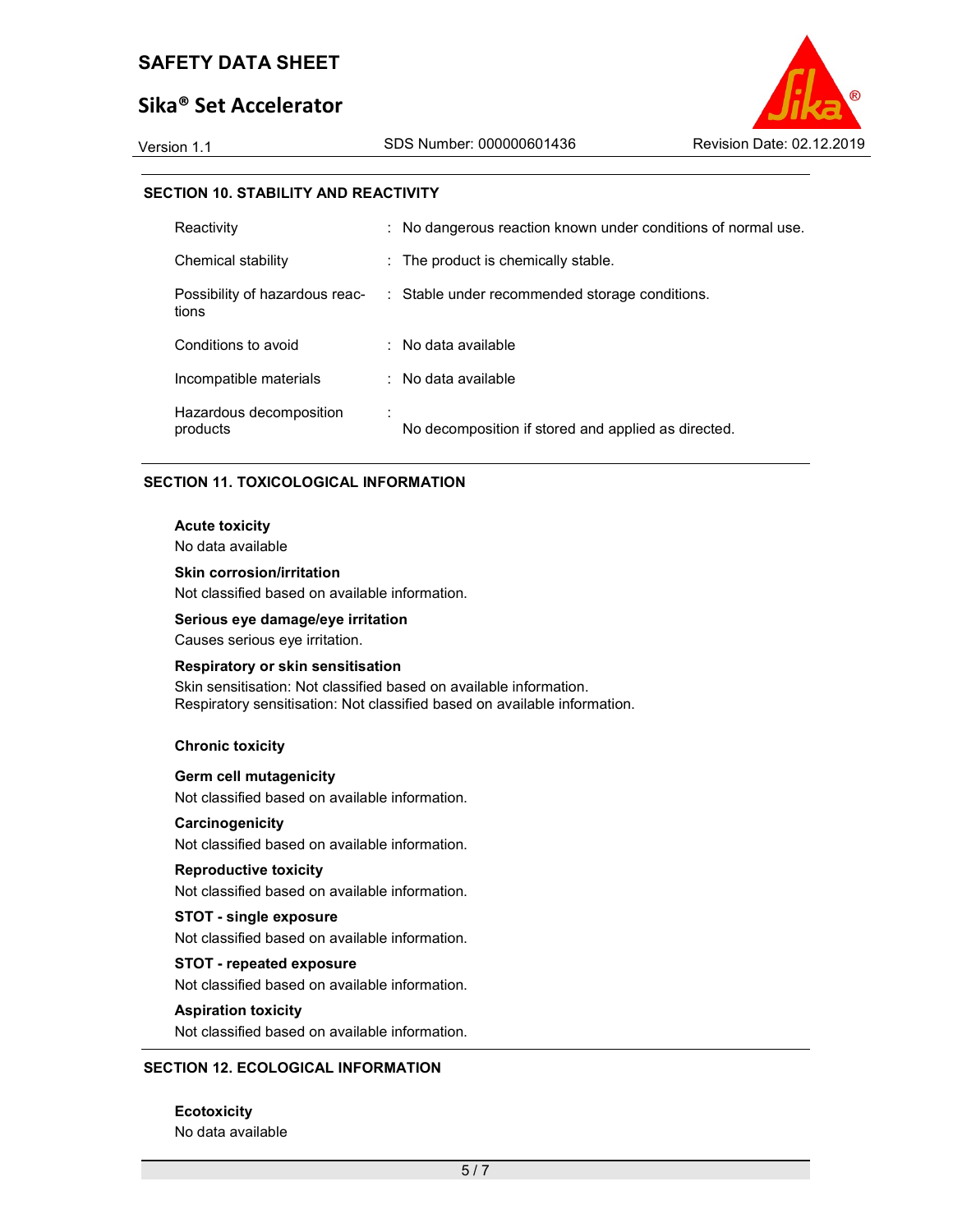## SECTION 10. STABILITY AND REACTIVITY

| | |
|---|---|
| Reactivity | : No dangerous reaction known under conditions of normal use. |
| Chemical stability | : The product is chemically stable. |
| Possibility of hazardous reactions | : Stable under recommended storage conditions. |
| Conditions to avoid | : No data available |
| Incompatible materials | : No data available |
| Hazardous decomposition products | : No decomposition if stored and applied as directed. |

## SECTION 11. TOXICOLOGICAL INFORMATION

**Acute toxicity**
No data available

**Skin corrosion/irritation**
Not classified based on available information.

**Serious eye damage/eye irritation**
Causes serious eye irritation.

**Respiratory or skin sensitisation**
Skin sensitisation: Not classified based on available information.
Respiratory sensitisation: Not classified based on available information.

**Chronic toxicity**

**Germ cell mutagenicity**
Not classified based on available information.

**Carcinogenicity**
Not classified based on available information.

**Reproductive toxicity**
Not classified based on available information.

**STOT - single exposure**
Not classified based on available information.

**STOT - repeated exposure**
Not classified based on available information.

**Aspiration toxicity**
Not classified based on available information.

## SECTION 12. ECOLOGICAL INFORMATION

**Ecotoxicity**
No data available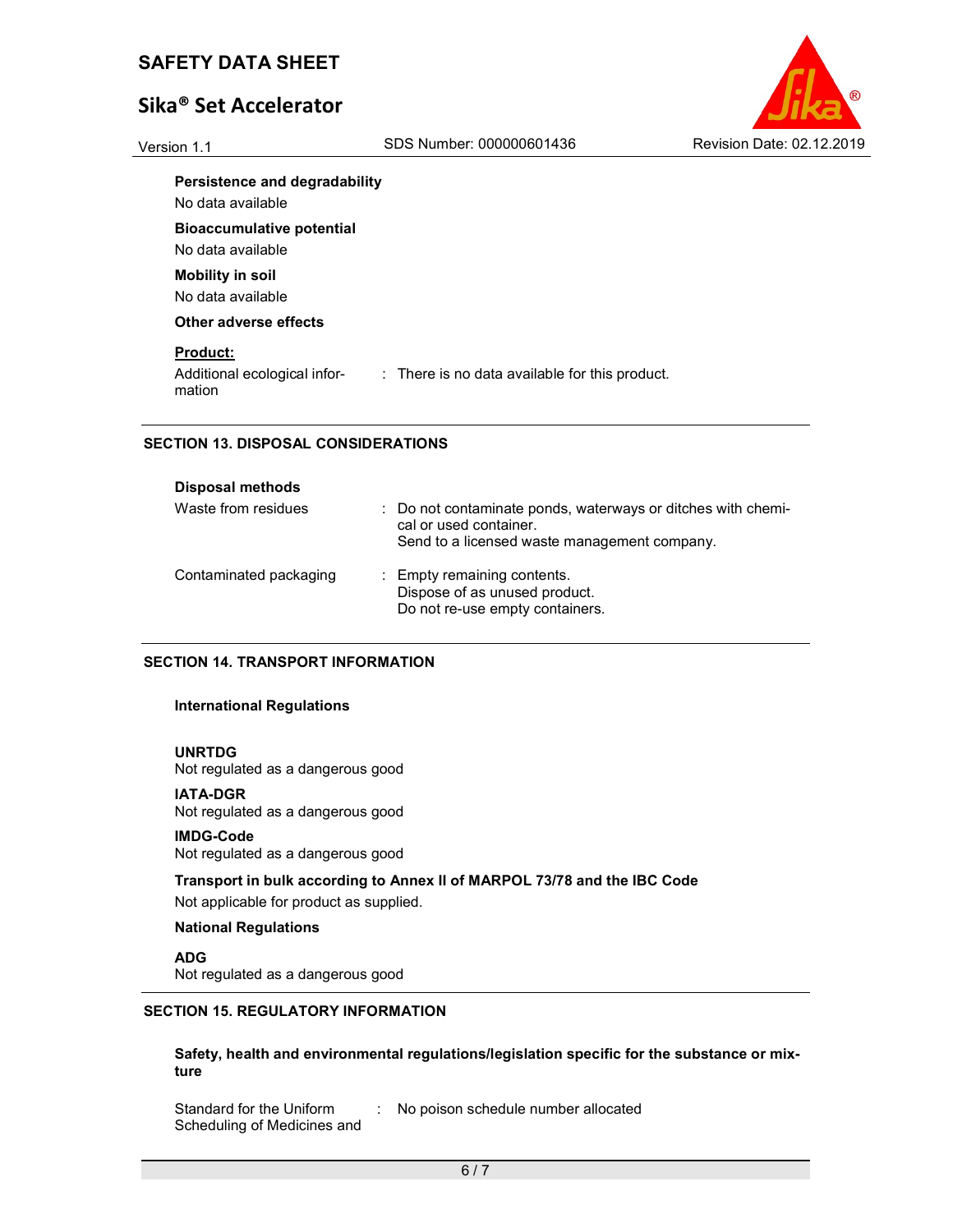**Persistence and degradability**

No data available

**Bioaccumulative potential**

No data available

**Mobility in soil**

No data available

**Other adverse effects**

**Product:**

| | | |
|---|---|---|
| Additional ecological information | : | There is no data available for this product. |

## SECTION 13. DISPOSAL CONSIDERATIONS

**Disposal methods**

| | | |
|---|---|---|
| Waste from residues | : | Do not contaminate ponds, waterways or ditches with chemical or used container.<br>Send to a licensed waste management company. |
| Contaminated packaging | : | Empty remaining contents.<br>Dispose of as unused product.<br>Do not re-use empty containers. |

## SECTION 14. TRANSPORT INFORMATION

**International Regulations**

**UNRTDG**
Not regulated as a dangerous good

**IATA-DGR**
Not regulated as a dangerous good

**IMDG-Code**
Not regulated as a dangerous good

**Transport in bulk according to Annex II of MARPOL 73/78 and the IBC Code**

Not applicable for product as supplied.

**National Regulations**

**ADG**
Not regulated as a dangerous good

## SECTION 15. REGULATORY INFORMATION

**Safety, health and environmental regulations/legislation specific for the substance or mixture**

| | | |
|---|---|---|
| Standard for the Uniform Scheduling of Medicines and | : | No poison schedule number allocated |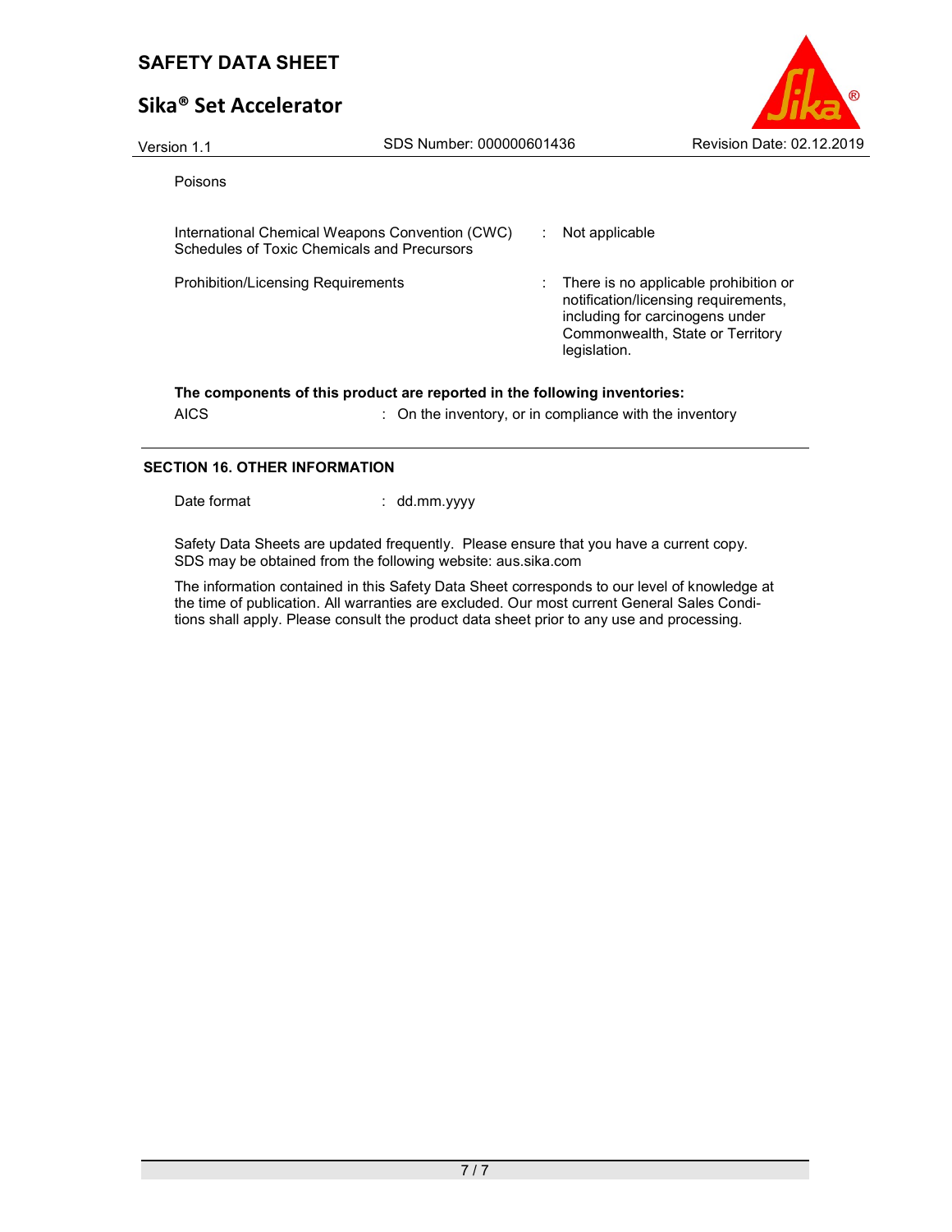Poisons

| | | |
|---|---|---|
| International Chemical Weapons Convention (CWC) Schedules of Toxic Chemicals and Precursors | : | Not applicable |
| Prohibition/Licensing Requirements | : | There is no applicable prohibition or notification/licensing requirements, including for carcinogens under Commonwealth, State or Territory legislation. |

**The components of this product are reported in the following inventories:**

AICS : On the inventory, or in compliance with the inventory

## SECTION 16. OTHER INFORMATION

Date format : dd.mm.yyyy

Safety Data Sheets are updated frequently. Please ensure that you have a current copy. SDS may be obtained from the following website: aus.sika.com

The information contained in this Safety Data Sheet corresponds to our level of knowledge at the time of publication. All warranties are excluded. Our most current General Sales Conditions shall apply. Please consult the product data sheet prior to any use and processing.